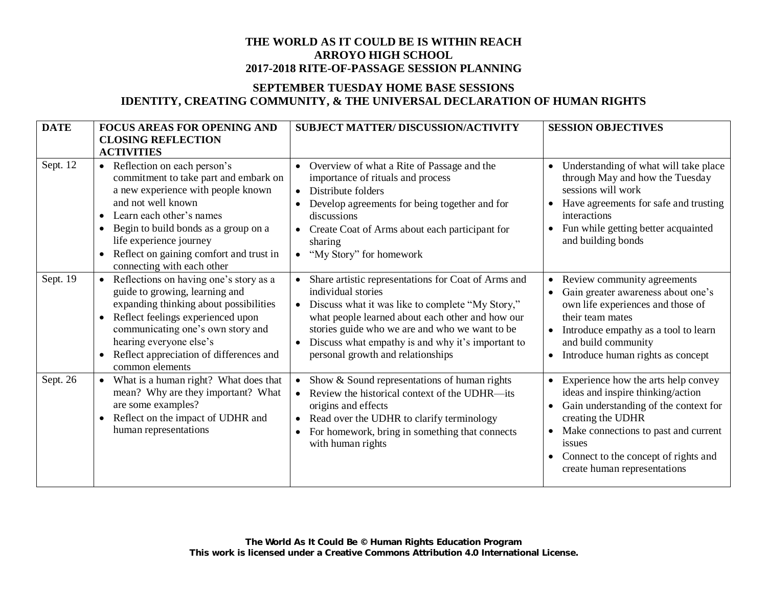# THE WORLD AS IT COULD BE IS WITHIN REACH
# ARROYO HIGH SCHOOL
# 2017-2018 RITE-OF-PASSAGE SESSION PLANNING

## SEPTEMBER TUESDAY HOME BASE SESSIONS
## IDENTITY, CREATING COMMUNITY, & THE UNIVERSAL DECLARATION OF HUMAN RIGHTS

| DATE | FOCUS AREAS FOR OPENING AND CLOSING REFLECTION ACTIVITIES | SUBJECT MATTER/ DISCUSSION/ACTIVITY | SESSION OBJECTIVES |
|---|---|---|---|
| Sept. 12 | • Reflection on each person's commitment to take part and embark on a new experience with people known and not well known<br>• Learn each other's names<br>• Begin to build bonds as a group on a life experience journey<br>• Reflect on gaining comfort and trust in connecting with each other | • Overview of what a Rite of Passage and the importance of rituals and process<br>• Distribute folders<br>• Develop agreements for being together and for discussions<br>• Create Coat of Arms about each participant for sharing<br>• "My Story" for homework | • Understanding of what will take place through May and how the Tuesday sessions will work<br>• Have agreements for safe and trusting interactions<br>• Fun while getting better acquainted and building bonds |
| Sept. 19 | • Reflections on having one's story as a guide to growing, learning and expanding thinking about possibilities<br>• Reflect feelings experienced upon communicating one's own story and hearing everyone else's<br>• Reflect appreciation of differences and common elements | • Share artistic representations for Coat of Arms and individual stories<br>• Discuss what it was like to complete "My Story," what people learned about each other and how our stories guide who we are and who we want to be<br>• Discuss what empathy is and why it's important to personal growth and relationships | • Review community agreements<br>• Gain greater awareness about one's own life experiences and those of their team mates<br>• Introduce empathy as a tool to learn and build community<br>• Introduce human rights as concept |
| Sept. 26 | • What is a human right? What does that mean? Why are they important? What are some examples?<br>• Reflect on the impact of UDHR and human representations | • Show & Sound representations of human rights<br>• Review the historical context of the UDHR—its origins and effects<br>• Read over the UDHR to clarify terminology<br>• For homework, bring in something that connects with human rights | • Experience how the arts help convey ideas and inspire thinking/action<br>• Gain understanding of the context for creating the UDHR<br>• Make connections to past and current issues<br>• Connect to the concept of rights and create human representations |

**The World As It Could Be © Human Rights Education Program**
**This work is licensed under a Creative Commons Attribution 4.0 International License.**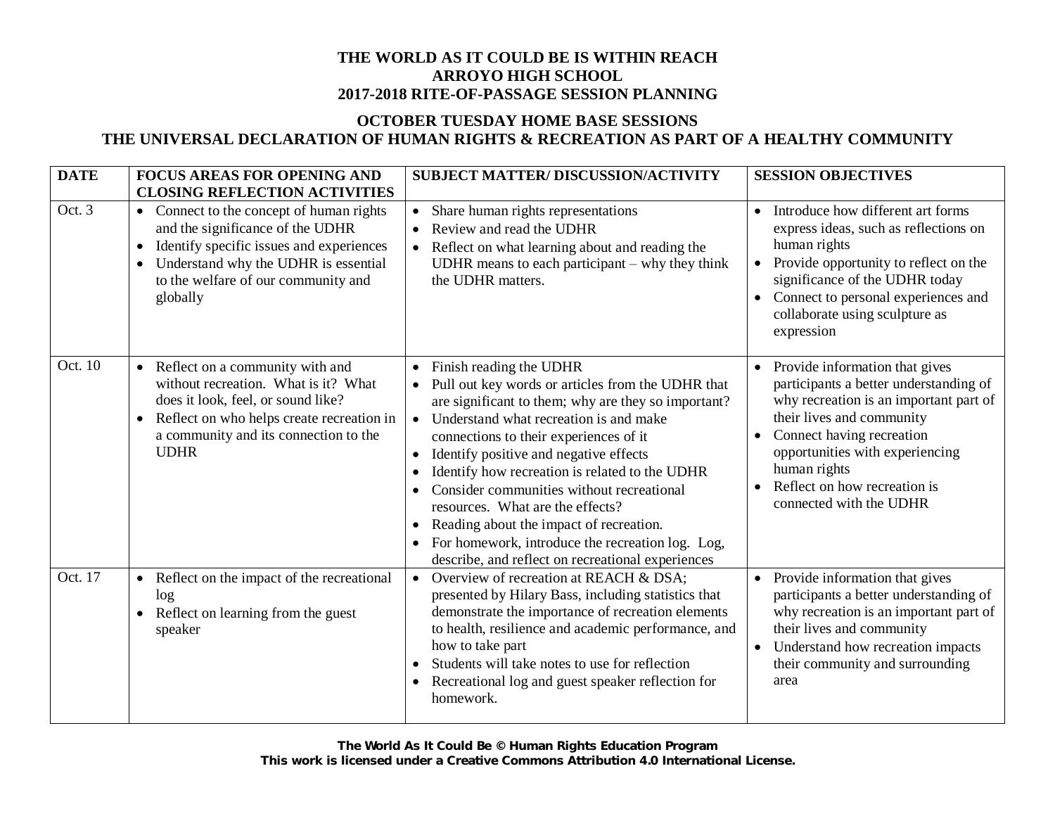# THE WORLD AS IT COULD BE IS WITHIN REACH
# ARROYO HIGH SCHOOL
# 2017-2018 RITE-OF-PASSAGE SESSION PLANNING

## OCTOBER TUESDAY HOME BASE SESSIONS
## THE UNIVERSAL DECLARATION OF HUMAN RIGHTS & RECREATION AS PART OF A HEALTHY COMMUNITY

| DATE | FOCUS AREAS FOR OPENING AND CLOSING REFLECTION ACTIVITIES | SUBJECT MATTER/ DISCUSSION/ACTIVITY | SESSION OBJECTIVES |
|---|---|---|---|
| Oct. 3 | • Connect to the concept of human rights and the significance of the UDHR<br>• Identify specific issues and experiences<br>• Understand why the UDHR is essential to the welfare of our community and globally | • Share human rights representations<br>• Review and read the UDHR<br>• Reflect on what learning about and reading the UDHR means to each participant – why they think the UDHR matters. | • Introduce how different art forms express ideas, such as reflections on human rights<br>• Provide opportunity to reflect on the significance of the UDHR today<br>• Connect to personal experiences and collaborate using sculpture as expression |
| Oct. 10 | • Reflect on a community with and without recreation. What is it? What does it look, feel, or sound like?<br>• Reflect on who helps create recreation in a community and its connection to the UDHR | • Finish reading the UDHR<br>• Pull out key words or articles from the UDHR that are significant to them; why are they so important?<br>• Understand what recreation is and make connections to their experiences of it<br>• Identify positive and negative effects<br>• Identify how recreation is related to the UDHR<br>• Consider communities without recreational resources. What are the effects?<br>• Reading about the impact of recreation.<br>• For homework, introduce the recreation log. Log, describe, and reflect on recreational experiences | • Provide information that gives participants a better understanding of why recreation is an important part of their lives and community<br>• Connect having recreation opportunities with experiencing human rights<br>• Reflect on how recreation is connected with the UDHR |
| Oct. 17 | • Reflect on the impact of the recreational log<br>• Reflect on learning from the guest speaker | • Overview of recreation at REACH & DSA; presented by Hilary Bass, including statistics that demonstrate the importance of recreation elements to health, resilience and academic performance, and how to take part<br>• Students will take notes to use for reflection<br>• Recreational log and guest speaker reflection for homework. | • Provide information that gives participants a better understanding of why recreation is an important part of their lives and community<br>• Understand how recreation impacts their community and surrounding area |

**The World As It Could Be © Human Rights Education Program**
**This work is licensed under a Creative Commons Attribution 4.0 International License.**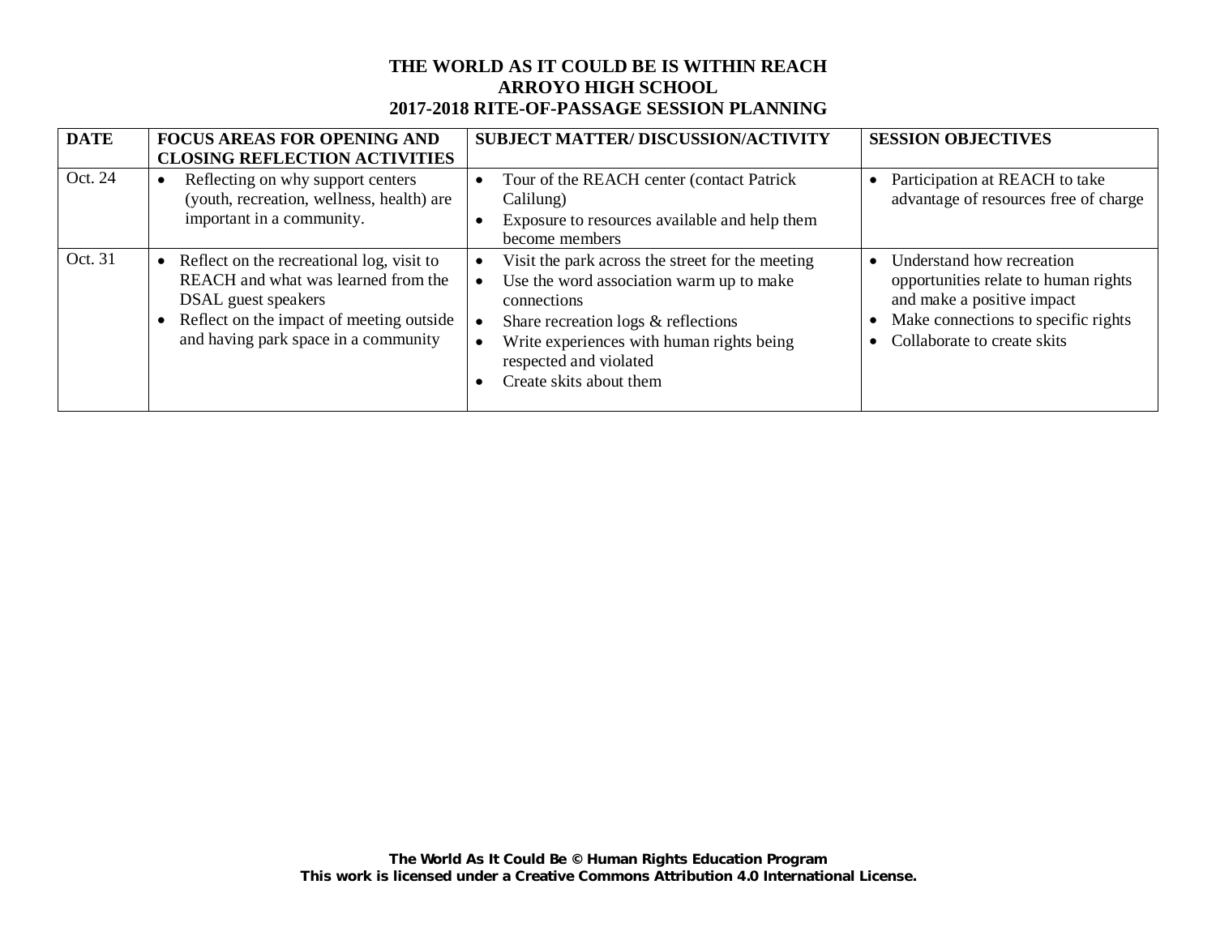**THE WORLD AS IT COULD BE IS WITHIN REACH**
**ARROYO HIGH SCHOOL**
**2017-2018 RITE-OF-PASSAGE SESSION PLANNING**

| DATE | FOCUS AREAS FOR OPENING AND CLOSING REFLECTION ACTIVITIES | SUBJECT MATTER/ DISCUSSION/ACTIVITY | SESSION OBJECTIVES |
|---|---|---|---|
| Oct. 24 | • Reflecting on why support centers (youth, recreation, wellness, health) are important in a community. | • Tour of the REACH center (contact Patrick Calilung)<br>• Exposure to resources available and help them become members | • Participation at REACH to take advantage of resources free of charge |
| Oct. 31 | • Reflect on the recreational log, visit to REACH and what was learned from the DSAL guest speakers<br>• Reflect on the impact of meeting outside and having park space in a community | • Visit the park across the street for the meeting<br>• Use the word association warm up to make connections<br>• Share recreation logs & reflections<br>• Write experiences with human rights being respected and violated<br>• Create skits about them | • Understand how recreation opportunities relate to human rights and make a positive impact<br>• Make connections to specific rights<br>• Collaborate to create skits |

**The World As It Could Be © Human Rights Education Program**
**This work is licensed under a Creative Commons Attribution 4.0 International License.**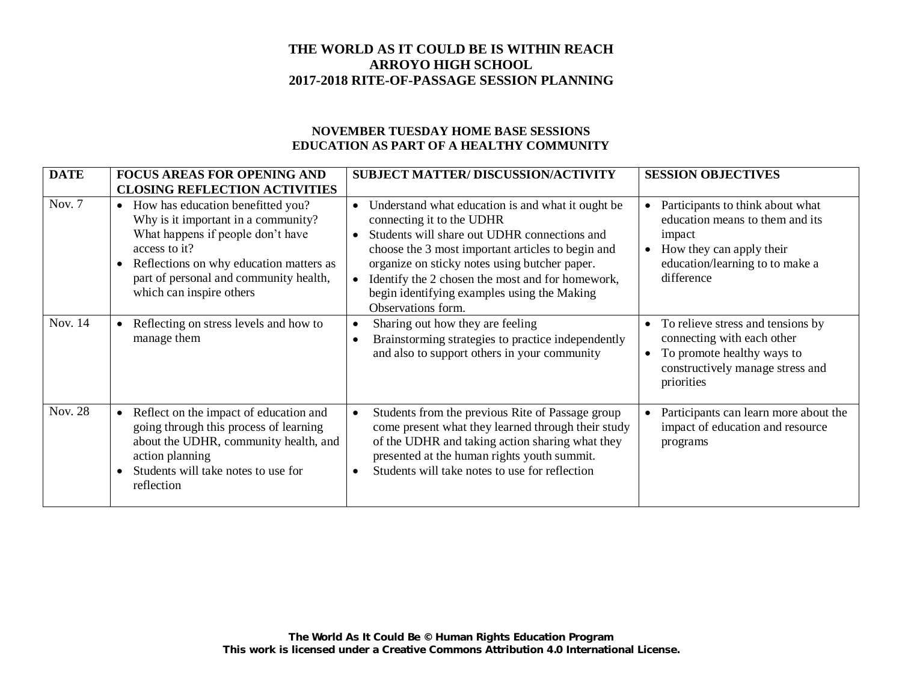# THE WORLD AS IT COULD BE IS WITHIN REACH
# ARROYO HIGH SCHOOL
# 2017-2018 RITE-OF-PASSAGE SESSION PLANNING

## NOVEMBER TUESDAY HOME BASE SESSIONS
## EDUCATION AS PART OF A HEALTHY COMMUNITY

| DATE | FOCUS AREAS FOR OPENING AND CLOSING REFLECTION ACTIVITIES | SUBJECT MATTER/ DISCUSSION/ACTIVITY | SESSION OBJECTIVES |
|---|---|---|---|
| Nov. 7 | • How has education benefitted you? Why is it important in a community? What happens if people don't have access to it?<br>• Reflections on why education matters as part of personal and community health, which can inspire others | • Understand what education is and what it ought be connecting it to the UDHR<br>• Students will share out UDHR connections and choose the 3 most important articles to begin and organize on sticky notes using butcher paper.<br>• Identify the 2 chosen the most and for homework, begin identifying examples using the Making Observations form. | • Participants to think about what education means to them and its impact<br>• How they can apply their education/learning to to make a difference |
| Nov. 14 | • Reflecting on stress levels and how to manage them | • Sharing out how they are feeling<br>• Brainstorming strategies to practice independently and also to support others in your community | • To relieve stress and tensions by connecting with each other<br>• To promote healthy ways to constructively manage stress and priorities |
| Nov. 28 | • Reflect on the impact of education and going through this process of learning about the UDHR, community health, and action planning<br>• Students will take notes to use for reflection | • Students from the previous Rite of Passage group come present what they learned through their study of the UDHR and taking action sharing what they presented at the human rights youth summit.<br>• Students will take notes to use for reflection | • Participants can learn more about the impact of education and resource programs |

**The World As It Could Be © Human Rights Education Program**
**This work is licensed under a Creative Commons Attribution 4.0 International License.**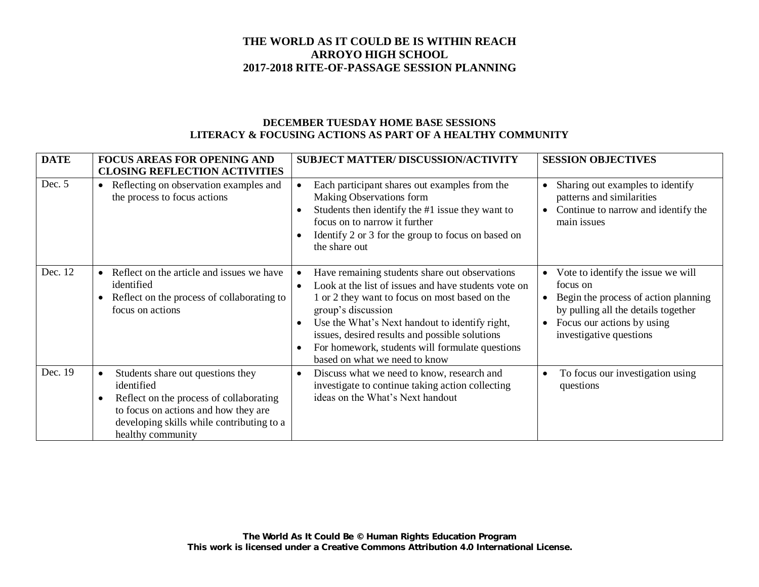**THE WORLD AS IT COULD BE IS WITHIN REACH**
**ARROYO HIGH SCHOOL**
**2017-2018 RITE-OF-PASSAGE SESSION PLANNING**

**DECEMBER TUESDAY HOME BASE SESSIONS**
**LITERACY & FOCUSING ACTIONS AS PART OF A HEALTHY COMMUNITY**

| DATE | FOCUS AREAS FOR OPENING AND CLOSING REFLECTION ACTIVITIES | SUBJECT MATTER/ DISCUSSION/ACTIVITY | SESSION OBJECTIVES |
|---|---|---|---|
| Dec. 5 | • Reflecting on observation examples and the process to focus actions | • Each participant shares out examples from the Making Observations form<br>• Students then identify the #1 issue they want to focus on to narrow it further<br>• Identify 2 or 3 for the group to focus on based on the share out | • Sharing out examples to identify patterns and similarities<br>• Continue to narrow and identify the main issues |
| Dec. 12 | • Reflect on the article and issues we have identified<br>• Reflect on the process of collaborating to focus on actions | • Have remaining students share out observations<br>• Look at the list of issues and have students vote on 1 or 2 they want to focus on most based on the group's discussion<br>• Use the What's Next handout to identify right, issues, desired results and possible solutions<br>• For homework, students will formulate questions based on what we need to know | • Vote to identify the issue we will focus on<br>• Begin the process of action planning by pulling all the details together<br>• Focus our actions by using investigative questions |
| Dec. 19 | • Students share out questions they identified<br>• Reflect on the process of collaborating to focus on actions and how they are developing skills while contributing to a healthy community | • Discuss what we need to know, research and investigate to continue taking action collecting ideas on the What's Next handout | • To focus our investigation using questions |

**The World As It Could Be © Human Rights Education Program**
**This work is licensed under a Creative Commons Attribution 4.0 International License.**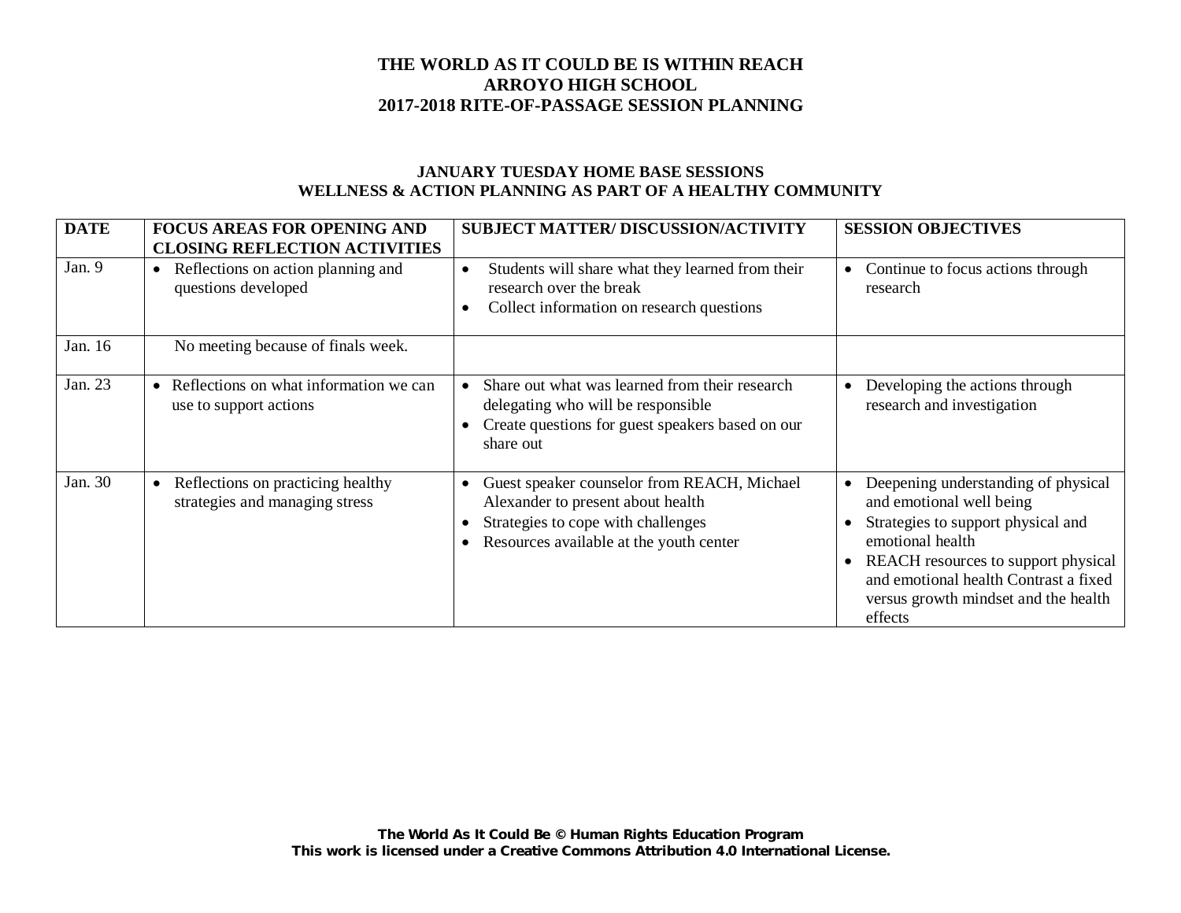# THE WORLD AS IT COULD BE IS WITHIN REACH
# ARROYO HIGH SCHOOL
# 2017-2018 RITE-OF-PASSAGE SESSION PLANNING

## JANUARY TUESDAY HOME BASE SESSIONS
## WELLNESS & ACTION PLANNING AS PART OF A HEALTHY COMMUNITY

| DATE | FOCUS AREAS FOR OPENING AND CLOSING REFLECTION ACTIVITIES | SUBJECT MATTER/ DISCUSSION/ACTIVITY | SESSION OBJECTIVES |
|---|---|---|---|
| Jan. 9 | • Reflections on action planning and questions developed | • Students will share what they learned from their research over the break<br>• Collect information on research questions | • Continue to focus actions through research |
| Jan. 16 | No meeting because of finals week. | | |
| Jan. 23 | • Reflections on what information we can use to support actions | • Share out what was learned from their research delegating who will be responsible<br>• Create questions for guest speakers based on our share out | • Developing the actions through research and investigation |
| Jan. 30 | • Reflections on practicing healthy strategies and managing stress | • Guest speaker counselor from REACH, Michael Alexander to present about health<br>• Strategies to cope with challenges<br>• Resources available at the youth center | • Deepening understanding of physical and emotional well being<br>• Strategies to support physical and emotional health<br>• REACH resources to support physical and emotional health Contrast a fixed versus growth mindset and the health effects |

**The World As It Could Be © Human Rights Education Program**
**This work is licensed under a Creative Commons Attribution 4.0 International License.**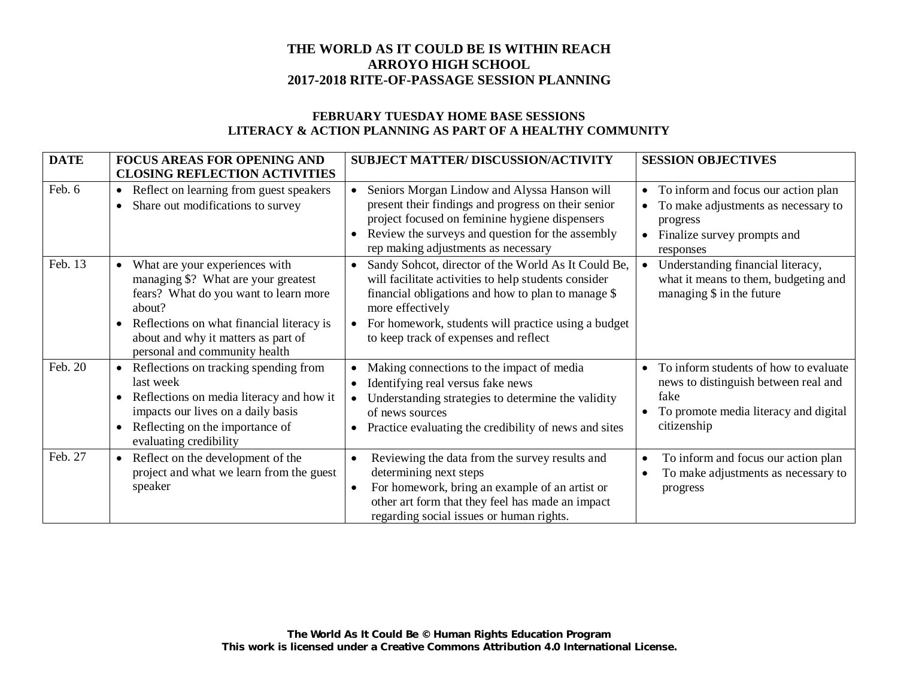# THE WORLD AS IT COULD BE IS WITHIN REACH
# ARROYO HIGH SCHOOL
# 2017-2018 RITE-OF-PASSAGE SESSION PLANNING

## FEBRUARY TUESDAY HOME BASE SESSIONS
## LITERACY & ACTION PLANNING AS PART OF A HEALTHY COMMUNITY

| DATE | FOCUS AREAS FOR OPENING AND CLOSING REFLECTION ACTIVITIES | SUBJECT MATTER/ DISCUSSION/ACTIVITY | SESSION OBJECTIVES |
|---|---|---|---|
| Feb. 6 | • Reflect on learning from guest speakers<br>• Share out modifications to survey | • Seniors Morgan Lindow and Alyssa Hanson will present their findings and progress on their senior project focused on feminine hygiene dispensers<br>• Review the surveys and question for the assembly rep making adjustments as necessary | • To inform and focus our action plan<br>• To make adjustments as necessary to progress<br>• Finalize survey prompts and responses |
| Feb. 13 | • What are your experiences with managing $? What are your greatest fears? What do you want to learn more about?<br>• Reflections on what financial literacy is about and why it matters as part of personal and community health | • Sandy Sohcot, director of the World As It Could Be, will facilitate activities to help students consider financial obligations and how to plan to manage $ more effectively<br>• For homework, students will practice using a budget to keep track of expenses and reflect | • Understanding financial literacy, what it means to them, budgeting and managing $ in the future |
| Feb. 20 | • Reflections on tracking spending from last week<br>• Reflections on media literacy and how it impacts our lives on a daily basis<br>• Reflecting on the importance of evaluating credibility | • Making connections to the impact of media<br>• Identifying real versus fake news<br>• Understanding strategies to determine the validity of news sources<br>• Practice evaluating the credibility of news and sites | • To inform students of how to evaluate news to distinguish between real and fake<br>• To promote media literacy and digital citizenship |
| Feb. 27 | • Reflect on the development of the project and what we learn from the guest speaker | • Reviewing the data from the survey results and determining next steps<br>• For homework, bring an example of an artist or other art form that they feel has made an impact regarding social issues or human rights. | • To inform and focus our action plan<br>• To make adjustments as necessary to progress |

**The World As It Could Be © Human Rights Education Program**
**This work is licensed under a Creative Commons Attribution 4.0 International License.**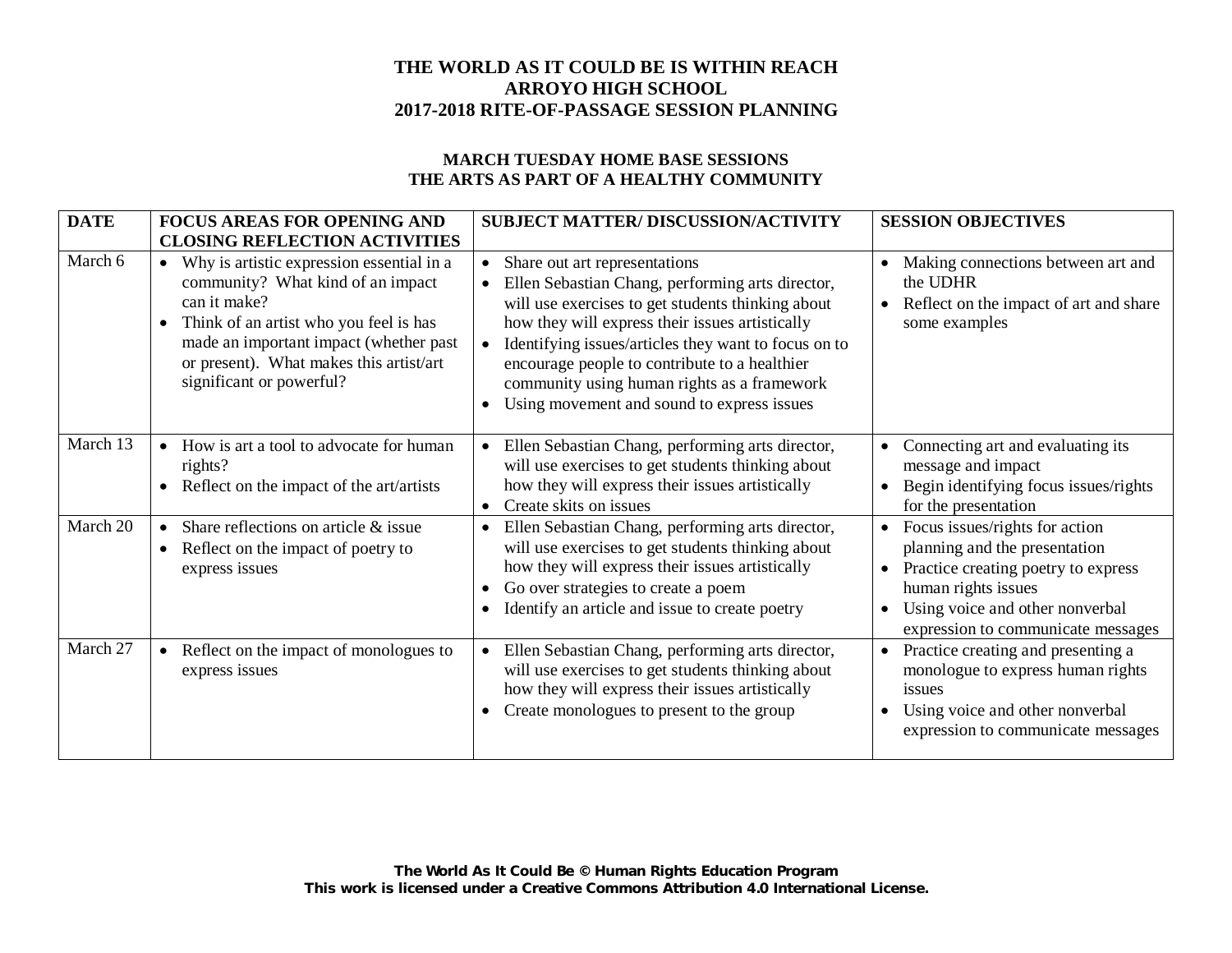# THE WORLD AS IT COULD BE IS WITHIN REACH
# ARROYO HIGH SCHOOL
# 2017-2018 RITE-OF-PASSAGE SESSION PLANNING

## MARCH TUESDAY HOME BASE SESSIONS
## THE ARTS AS PART OF A HEALTHY COMMUNITY

| DATE | FOCUS AREAS FOR OPENING AND CLOSING REFLECTION ACTIVITIES | SUBJECT MATTER/ DISCUSSION/ACTIVITY | SESSION OBJECTIVES |
|---|---|---|---|
| March 6 | • Why is artistic expression essential in a community? What kind of an impact can it make?<br>• Think of an artist who you feel is has made an important impact (whether past or present). What makes this artist/art significant or powerful? | • Share out art representations<br>• Ellen Sebastian Chang, performing arts director, will use exercises to get students thinking about how they will express their issues artistically<br>• Identifying issues/articles they want to focus on to encourage people to contribute to a healthier community using human rights as a framework<br>• Using movement and sound to express issues | • Making connections between art and the UDHR<br>• Reflect on the impact of art and share some examples |
| March 13 | • How is art a tool to advocate for human rights?<br>• Reflect on the impact of the art/artists | • Ellen Sebastian Chang, performing arts director, will use exercises to get students thinking about how they will express their issues artistically<br>• Create skits on issues | • Connecting art and evaluating its message and impact<br>• Begin identifying focus issues/rights for the presentation |
| March 20 | • Share reflections on article & issue<br>• Reflect on the impact of poetry to express issues | • Ellen Sebastian Chang, performing arts director, will use exercises to get students thinking about how they will express their issues artistically<br>• Go over strategies to create a poem<br>• Identify an article and issue to create poetry | • Focus issues/rights for action planning and the presentation<br>• Practice creating poetry to express human rights issues<br>• Using voice and other nonverbal expression to communicate messages |
| March 27 | • Reflect on the impact of monologues to express issues | • Ellen Sebastian Chang, performing arts director, will use exercises to get students thinking about how they will express their issues artistically<br>• Create monologues to present to the group | • Practice creating and presenting a monologue to express human rights issues<br>• Using voice and other nonverbal expression to communicate messages |

**The World As It Could Be © Human Rights Education Program**
**This work is licensed under a Creative Commons Attribution 4.0 International License.**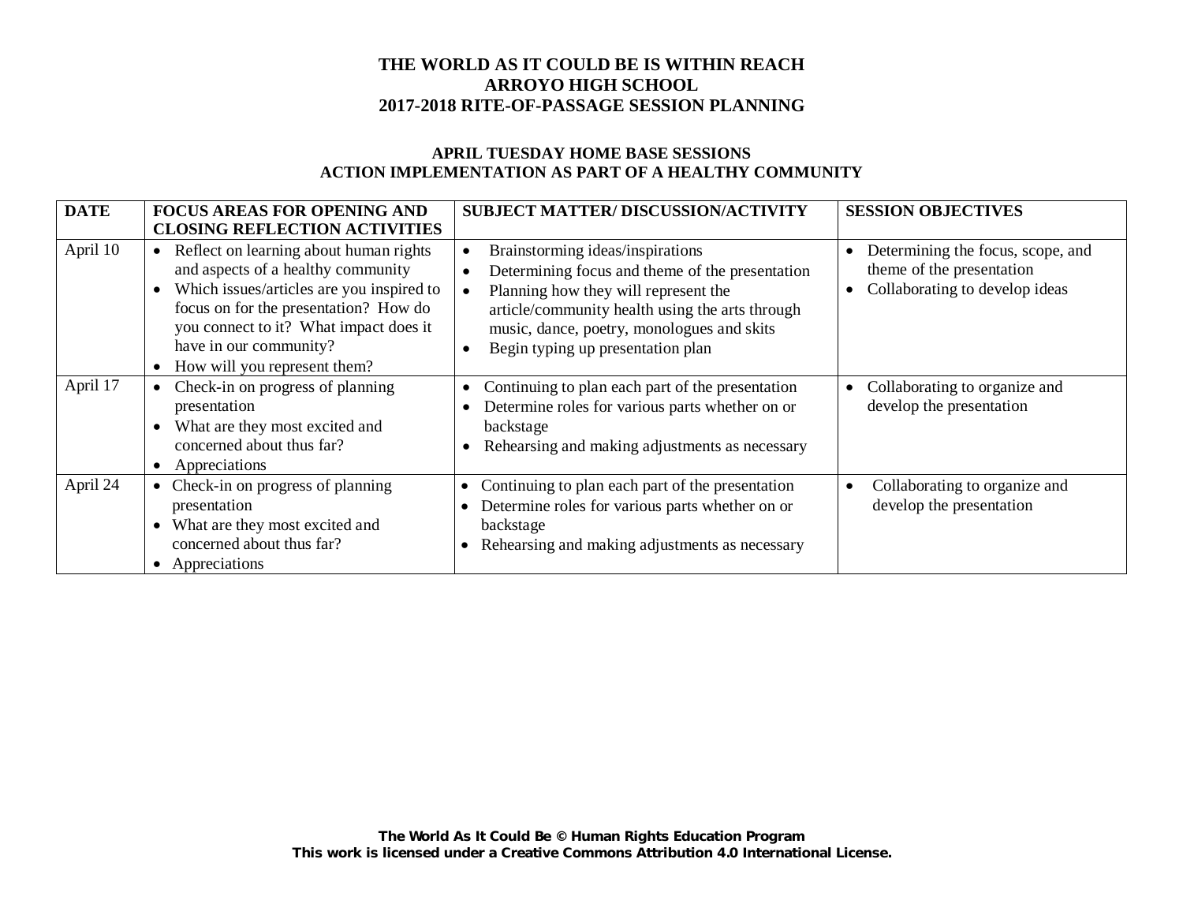# THE WORLD AS IT COULD BE IS WITHIN REACH
## ARROYO HIGH SCHOOL
## 2017-2018 RITE-OF-PASSAGE SESSION PLANNING

### APRIL TUESDAY HOME BASE SESSIONS
### ACTION IMPLEMENTATION AS PART OF A HEALTHY COMMUNITY

| DATE | FOCUS AREAS FOR OPENING AND CLOSING REFLECTION ACTIVITIES | SUBJECT MATTER/ DISCUSSION/ACTIVITY | SESSION OBJECTIVES |
|---|---|---|---|
| April 10 | • Reflect on learning about human rights and aspects of a healthy community<br>• Which issues/articles are you inspired to focus on for the presentation? How do you connect to it? What impact does it have in our community?<br>• How will you represent them? | • Brainstorming ideas/inspirations<br>• Determining focus and theme of the presentation<br>• Planning how they will represent the article/community health using the arts through music, dance, poetry, monologues and skits<br>• Begin typing up presentation plan | • Determining the focus, scope, and theme of the presentation<br>• Collaborating to develop ideas |
| April 17 | • Check-in on progress of planning presentation<br>• What are they most excited and concerned about thus far?<br>• Appreciations | • Continuing to plan each part of the presentation<br>• Determine roles for various parts whether on or backstage<br>• Rehearsing and making adjustments as necessary | • Collaborating to organize and develop the presentation |
| April 24 | • Check-in on progress of planning presentation<br>• What are they most excited and concerned about thus far?<br>• Appreciations | • Continuing to plan each part of the presentation<br>• Determine roles for various parts whether on or backstage<br>• Rehearsing and making adjustments as necessary | • Collaborating to organize and develop the presentation |

**The World As It Could Be © Human Rights Education Program**
**This work is licensed under a Creative Commons Attribution 4.0 International License.**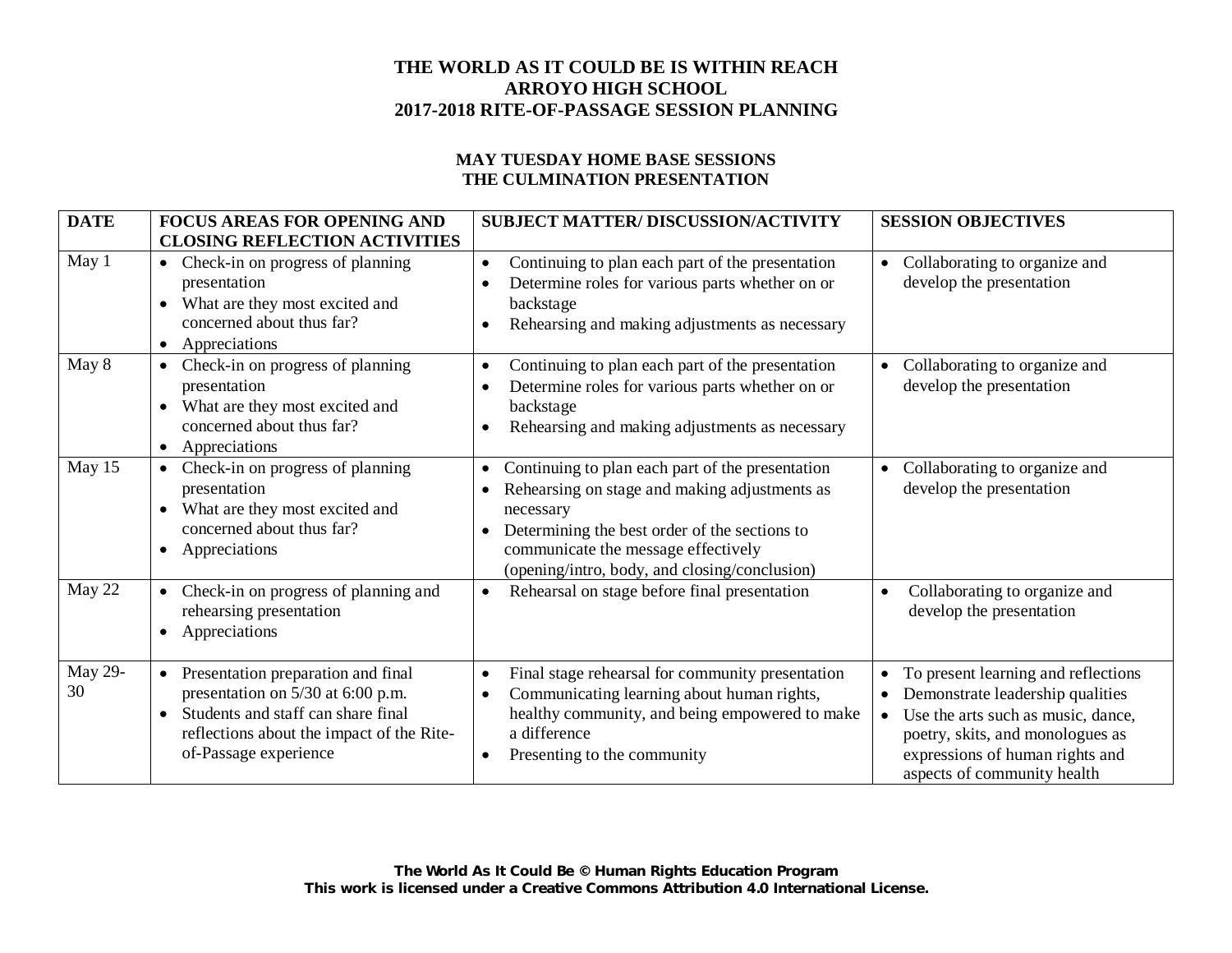# THE WORLD AS IT COULD BE IS WITHIN REACH
# ARROYO HIGH SCHOOL
# 2017-2018 RITE-OF-PASSAGE SESSION PLANNING

## MAY TUESDAY HOME BASE SESSIONS
## THE CULMINATION PRESENTATION

| DATE | FOCUS AREAS FOR OPENING AND CLOSING REFLECTION ACTIVITIES | SUBJECT MATTER/ DISCUSSION/ACTIVITY | SESSION OBJECTIVES |
|---|---|---|---|
| May 1 | • Check-in on progress of planning presentation<br>• What are they most excited and concerned about thus far?<br>• Appreciations | • Continuing to plan each part of the presentation<br>• Determine roles for various parts whether on or backstage<br>• Rehearsing and making adjustments as necessary | • Collaborating to organize and develop the presentation |
| May 8 | • Check-in on progress of planning presentation<br>• What are they most excited and concerned about thus far?<br>• Appreciations | • Continuing to plan each part of the presentation<br>• Determine roles for various parts whether on or backstage<br>• Rehearsing and making adjustments as necessary | • Collaborating to organize and develop the presentation |
| May 15 | • Check-in on progress of planning presentation<br>• What are they most excited and concerned about thus far?<br>• Appreciations | • Continuing to plan each part of the presentation<br>• Rehearsing on stage and making adjustments as necessary<br>• Determining the best order of the sections to communicate the message effectively (opening/intro, body, and closing/conclusion) | • Collaborating to organize and develop the presentation |
| May 22 | • Check-in on progress of planning and rehearsing presentation<br>• Appreciations | • Rehearsal on stage before final presentation | • Collaborating to organize and develop the presentation |
| May 29-30 | • Presentation preparation and final presentation on 5/30 at 6:00 p.m.<br>• Students and staff can share final reflections about the impact of the Rite-of-Passage experience | • Final stage rehearsal for community presentation<br>• Communicating learning about human rights, healthy community, and being empowered to make a difference<br>• Presenting to the community | • To present learning and reflections<br>• Demonstrate leadership qualities<br>• Use the arts such as music, dance, poetry, skits, and monologues as expressions of human rights and aspects of community health |

**The World As It Could Be © Human Rights Education Program**
**This work is licensed under a Creative Commons Attribution 4.0 International License.**